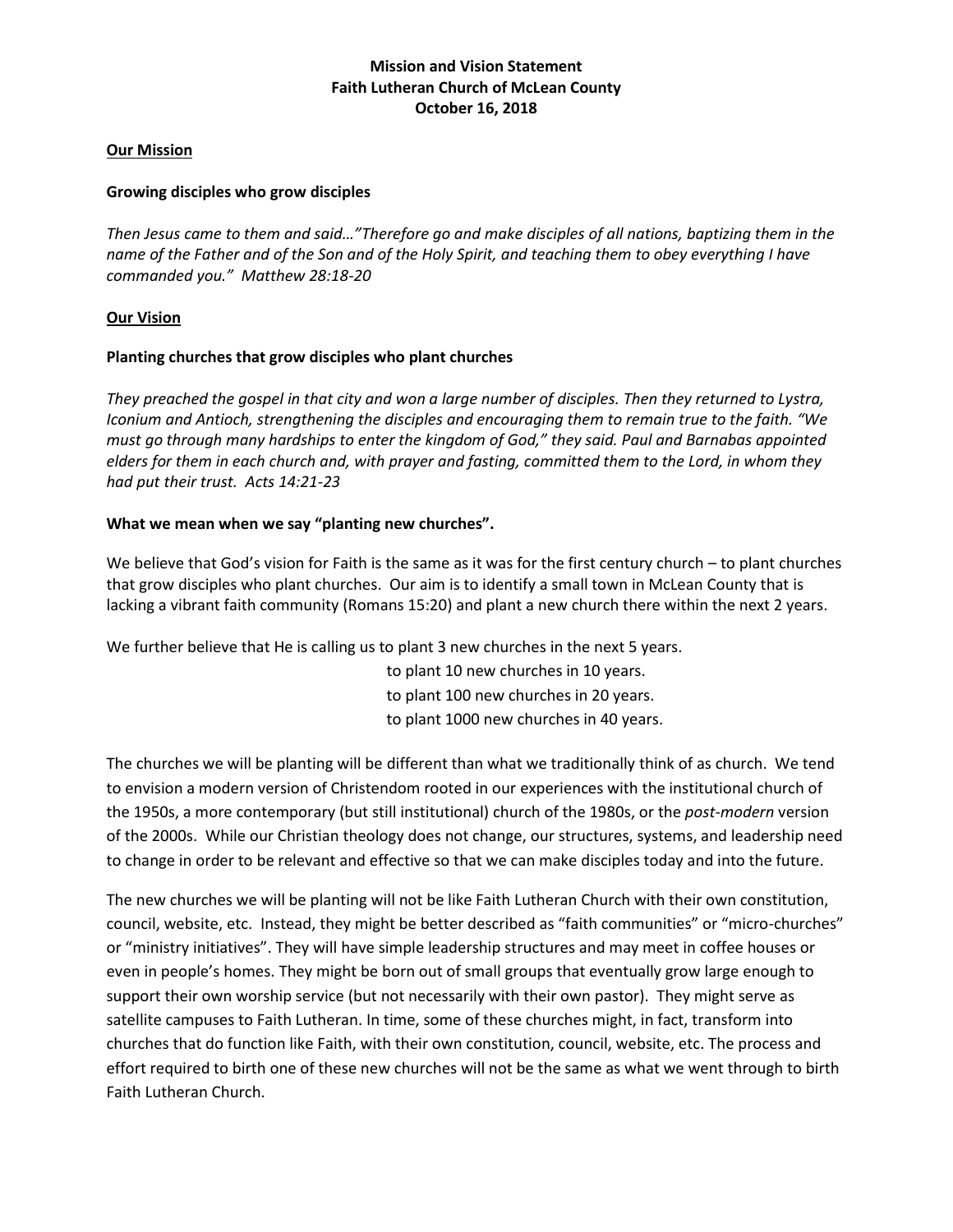**Mission and Vision Statement**
**Faith Lutheran Church of McLean County**
**October 16, 2018**

**Our Mission**

**Growing disciples who grow disciples**

*Then Jesus came to them and said…"Therefore go and make disciples of all nations, baptizing them in the name of the Father and of the Son and of the Holy Spirit, and teaching them to obey everything I have commanded you." Matthew 28:18-20*

**Our Vision**

**Planting churches that grow disciples who plant churches**

*They preached the gospel in that city and won a large number of disciples. Then they returned to Lystra, Iconium and Antioch, strengthening the disciples and encouraging them to remain true to the faith. "We must go through many hardships to enter the kingdom of God," they said. Paul and Barnabas appointed elders for them in each church and, with prayer and fasting, committed them to the Lord, in whom they had put their trust. Acts 14:21-23*

**What we mean when we say "planting new churches".**

We believe that God's vision for Faith is the same as it was for the first century church – to plant churches that grow disciples who plant churches. Our aim is to identify a small town in McLean County that is lacking a vibrant faith community (Romans 15:20) and plant a new church there within the next 2 years.

We further believe that He is calling us to plant 3 new churches in the next 5 years.
to plant 10 new churches in 10 years.
to plant 100 new churches in 20 years.
to plant 1000 new churches in 40 years.

The churches we will be planting will be different than what we traditionally think of as church. We tend to envision a modern version of Christendom rooted in our experiences with the institutional church of the 1950s, a more contemporary (but still institutional) church of the 1980s, or the *post-modern* version of the 2000s. While our Christian theology does not change, our structures, systems, and leadership need to change in order to be relevant and effective so that we can make disciples today and into the future.

The new churches we will be planting will not be like Faith Lutheran Church with their own constitution, council, website, etc. Instead, they might be better described as "faith communities" or "micro-churches" or "ministry initiatives". They will have simple leadership structures and may meet in coffee houses or even in people's homes. They might be born out of small groups that eventually grow large enough to support their own worship service (but not necessarily with their own pastor). They might serve as satellite campuses to Faith Lutheran. In time, some of these churches might, in fact, transform into churches that do function like Faith, with their own constitution, council, website, etc. The process and effort required to birth one of these new churches will not be the same as what we went through to birth Faith Lutheran Church.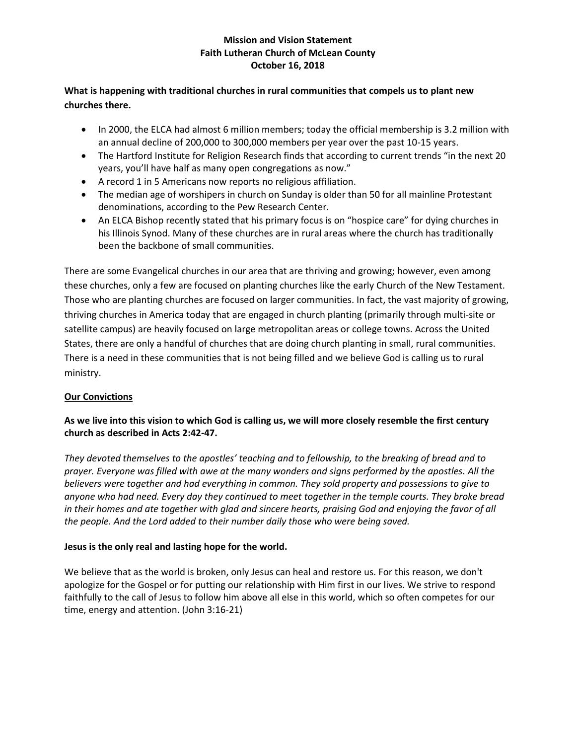**Mission and Vision Statement**
**Faith Lutheran Church of McLean County**
**October 16, 2018**

**What is happening with traditional churches in rural communities that compels us to plant new churches there.**

- In 2000, the ELCA had almost 6 million members; today the official membership is 3.2 million with an annual decline of 200,000 to 300,000 members per year over the past 10-15 years.
- The Hartford Institute for Religion Research finds that according to current trends "in the next 20 years, you'll have half as many open congregations as now."
- A record 1 in 5 Americans now reports no religious affiliation.
- The median age of worshipers in church on Sunday is older than 50 for all mainline Protestant denominations, according to the Pew Research Center.
- An ELCA Bishop recently stated that his primary focus is on "hospice care" for dying churches in his Illinois Synod. Many of these churches are in rural areas where the church has traditionally been the backbone of small communities.

There are some Evangelical churches in our area that are thriving and growing; however, even among these churches, only a few are focused on planting churches like the early Church of the New Testament. Those who are planting churches are focused on larger communities. In fact, the vast majority of growing, thriving churches in America today that are engaged in church planting (primarily through multi-site or satellite campus) are heavily focused on large metropolitan areas or college towns. Across the United States, there are only a handful of churches that are doing church planting in small, rural communities. There is a need in these communities that is not being filled and we believe God is calling us to rural ministry.

## Our Convictions

**As we live into this vision to which God is calling us, we will more closely resemble the first century church as described in Acts 2:42-47.**

*They devoted themselves to the apostles' teaching and to fellowship, to the breaking of bread and to prayer. Everyone was filled with awe at the many wonders and signs performed by the apostles. All the believers were together and had everything in common. They sold property and possessions to give to anyone who had need. Every day they continued to meet together in the temple courts. They broke bread in their homes and ate together with glad and sincere hearts, praising God and enjoying the favor of all the people. And the Lord added to their number daily those who were being saved.*

**Jesus is the only real and lasting hope for the world.**

We believe that as the world is broken, only Jesus can heal and restore us. For this reason, we don't apologize for the Gospel or for putting our relationship with Him first in our lives. We strive to respond faithfully to the call of Jesus to follow him above all else in this world, which so often competes for our time, energy and attention. (John 3:16-21)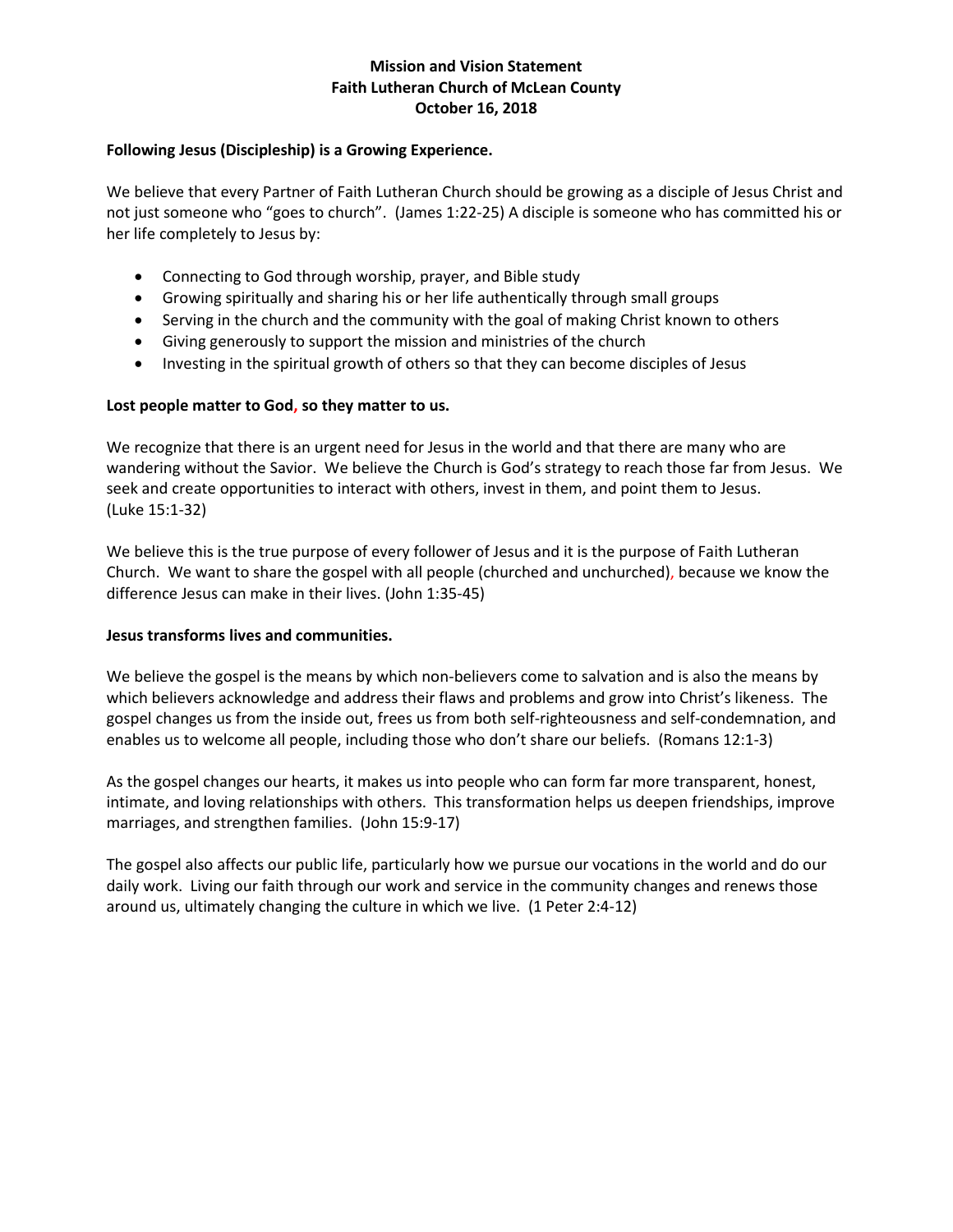**Mission and Vision Statement**
**Faith Lutheran Church of McLean County**
**October 16, 2018**

**Following Jesus (Discipleship) is a Growing Experience.**

We believe that every Partner of Faith Lutheran Church should be growing as a disciple of Jesus Christ and not just someone who "goes to church". (James 1:22-25) A disciple is someone who has committed his or her life completely to Jesus by:

- Connecting to God through worship, prayer, and Bible study
- Growing spiritually and sharing his or her life authentically through small groups
- Serving in the church and the community with the goal of making Christ known to others
- Giving generously to support the mission and ministries of the church
- Investing in the spiritual growth of others so that they can become disciples of Jesus

**Lost people matter to God, so they matter to us.**

We recognize that there is an urgent need for Jesus in the world and that there are many who are wandering without the Savior. We believe the Church is God's strategy to reach those far from Jesus. We seek and create opportunities to interact with others, invest in them, and point them to Jesus. (Luke 15:1-32)

We believe this is the true purpose of every follower of Jesus and it is the purpose of Faith Lutheran Church. We want to share the gospel with all people (churched and unchurched), because we know the difference Jesus can make in their lives. (John 1:35-45)

**Jesus transforms lives and communities.**

We believe the gospel is the means by which non-believers come to salvation and is also the means by which believers acknowledge and address their flaws and problems and grow into Christ's likeness. The gospel changes us from the inside out, frees us from both self-righteousness and self-condemnation, and enables us to welcome all people, including those who don't share our beliefs. (Romans 12:1-3)

As the gospel changes our hearts, it makes us into people who can form far more transparent, honest, intimate, and loving relationships with others. This transformation helps us deepen friendships, improve marriages, and strengthen families. (John 15:9-17)

The gospel also affects our public life, particularly how we pursue our vocations in the world and do our daily work. Living our faith through our work and service in the community changes and renews those around us, ultimately changing the culture in which we live. (1 Peter 2:4-12)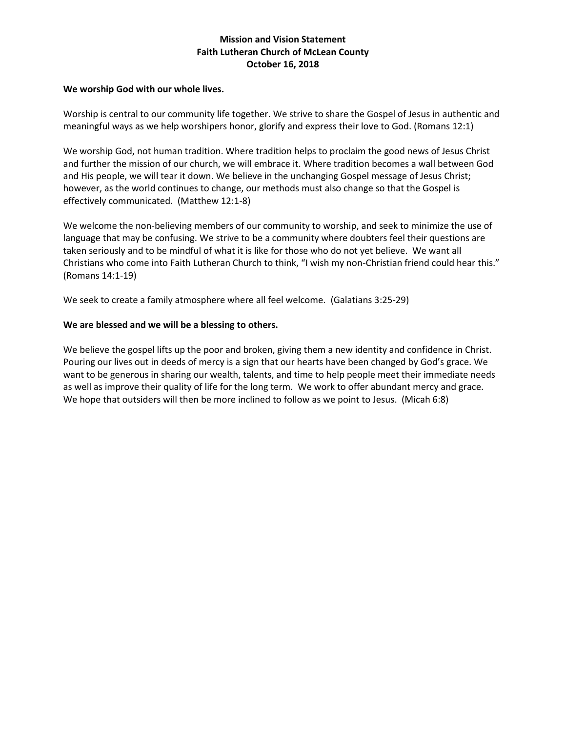# Mission and Vision Statement
# Faith Lutheran Church of McLean County
# October 16, 2018

**We worship God with our whole lives.**

Worship is central to our community life together. We strive to share the Gospel of Jesus in authentic and meaningful ways as we help worshipers honor, glorify and express their love to God. (Romans 12:1)

We worship God, not human tradition. Where tradition helps to proclaim the good news of Jesus Christ and further the mission of our church, we will embrace it. Where tradition becomes a wall between God and His people, we will tear it down. We believe in the unchanging Gospel message of Jesus Christ; however, as the world continues to change, our methods must also change so that the Gospel is effectively communicated. (Matthew 12:1-8)

We welcome the non-believing members of our community to worship, and seek to minimize the use of language that may be confusing. We strive to be a community where doubters feel their questions are taken seriously and to be mindful of what it is like for those who do not yet believe. We want all Christians who come into Faith Lutheran Church to think, "I wish my non-Christian friend could hear this." (Romans 14:1-19)

We seek to create a family atmosphere where all feel welcome. (Galatians 3:25-29)

**We are blessed and we will be a blessing to others.**

We believe the gospel lifts up the poor and broken, giving them a new identity and confidence in Christ. Pouring our lives out in deeds of mercy is a sign that our hearts have been changed by God's grace. We want to be generous in sharing our wealth, talents, and time to help people meet their immediate needs as well as improve their quality of life for the long term. We work to offer abundant mercy and grace. We hope that outsiders will then be more inclined to follow as we point to Jesus. (Micah 6:8)